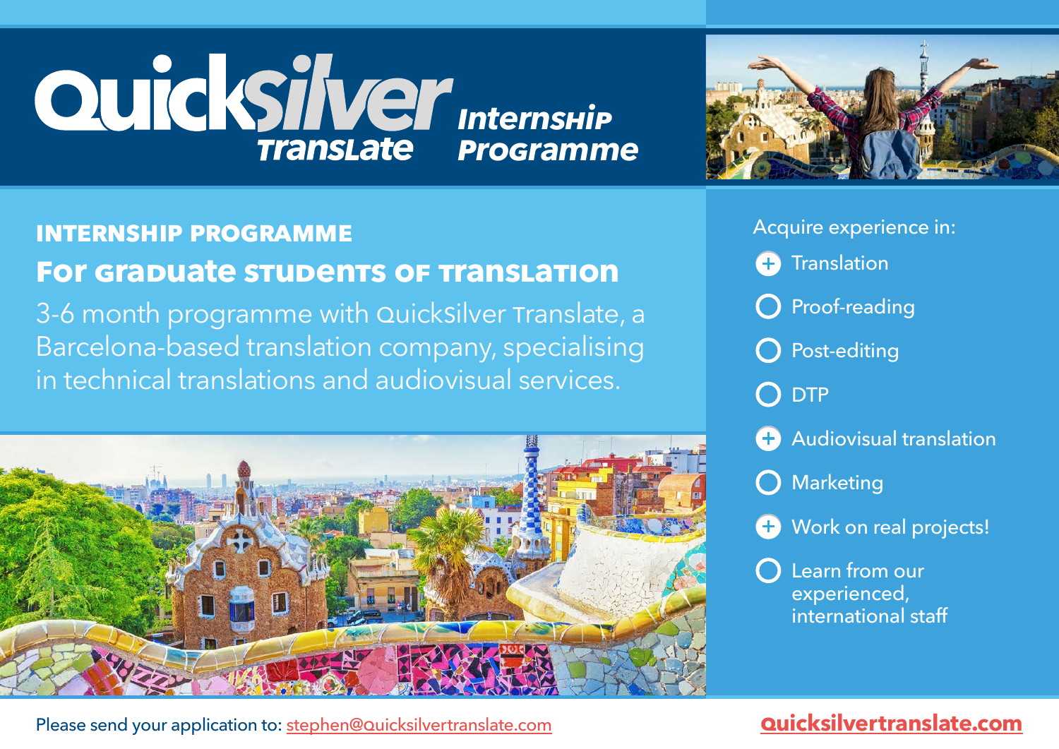# Quicksilver Translate Internship Programme

## INTERNSHIP PROGRAMME

### For Graduate Students of Translation

3-6 month programme with QuickSilver Translate, a Barcelona-based translation company, specialising in technical translations and audiovisual services.

Acquire experience in:

- Translation
- Proof-reading
- Post-editing
- DTP
- Audiovisual translation
- Marketing
- Work on real projects!
- Learn from our experienced, international staff

Please send your application to: stephen@quicksilvertranslate.com

quicksilvertranslate.com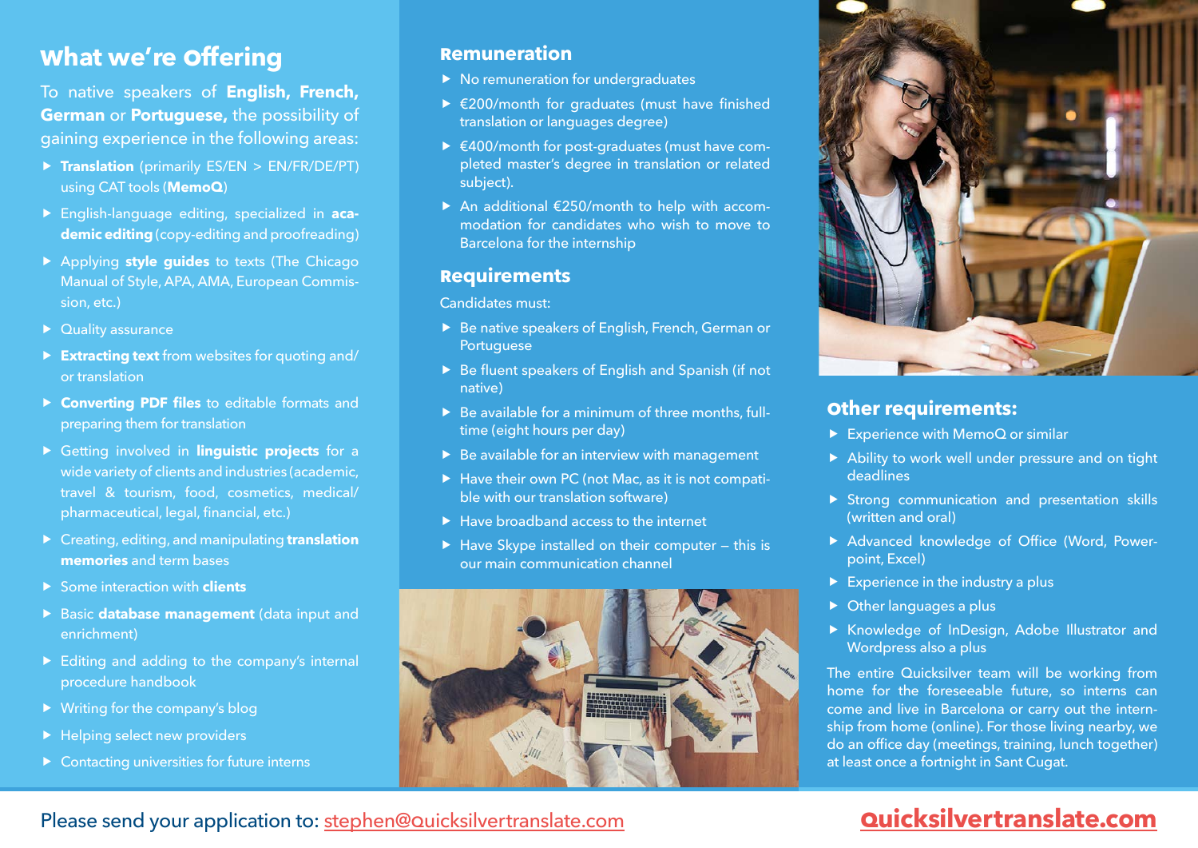## What we're offering

To native speakers of **English, French, German** or **Portuguese,** the possibility of gaining experience in the following areas:

- **Translation** (primarily ES/EN > EN/FR/DE/PT) using CAT tools (**MemoQ**)
- English-language editing, specialized in **academic editing** (copy-editing and proofreading)
- Applying **style guides** to texts (The Chicago Manual of Style, APA, AMA, European Commission, etc.)
- Quality assurance
- **Extracting text** from websites for quoting and/or translation
- **Converting PDF files** to editable formats and preparing them for translation
- Getting involved in **linguistic projects** for a wide variety of clients and industries (academic, travel & tourism, food, cosmetics, medical/pharmaceutical, legal, financial, etc.)
- Creating, editing, and manipulating **translation memories** and term bases
- Some interaction with **clients**
- Basic **database management** (data input and enrichment)
- Editing and adding to the company's internal procedure handbook
- Writing for the company's blog
- Helping select new providers
- Contacting universities for future interns

## Remuneration

- No remuneration for undergraduates
- €200/month for graduates (must have finished translation or languages degree)
- €400/month for post-graduates (must have completed master's degree in translation or related subject).
- An additional €250/month to help with accommodation for candidates who wish to move to Barcelona for the internship

## Requirements

Candidates must:

- Be native speakers of English, French, German or Portuguese
- Be fluent speakers of English and Spanish (if not native)
- Be available for a minimum of three months, full-time (eight hours per day)
- Be available for an interview with management
- Have their own PC (not Mac, as it is not compatible with our translation software)
- Have broadband access to the internet
- Have Skype installed on their computer – this is our main communication channel

## Other requirements:

- Experience with MemoQ or similar
- Ability to work well under pressure and on tight deadlines
- Strong communication and presentation skills (written and oral)
- Advanced knowledge of Office (Word, Powerpoint, Excel)
- Experience in the industry a plus
- Other languages a plus
- Knowledge of InDesign, Adobe Illustrator and Wordpress also a plus

The entire Quicksilver team will be working from home for the foreseeable future, so interns can come and live in Barcelona or carry out the internship from home (online). For those living nearby, we do an office day (meetings, training, lunch together) at least once a fortnight in Sant Cugat.

Please send your application to: stephen@quicksilvertranslate.com

**quicksilvertranslate.com**